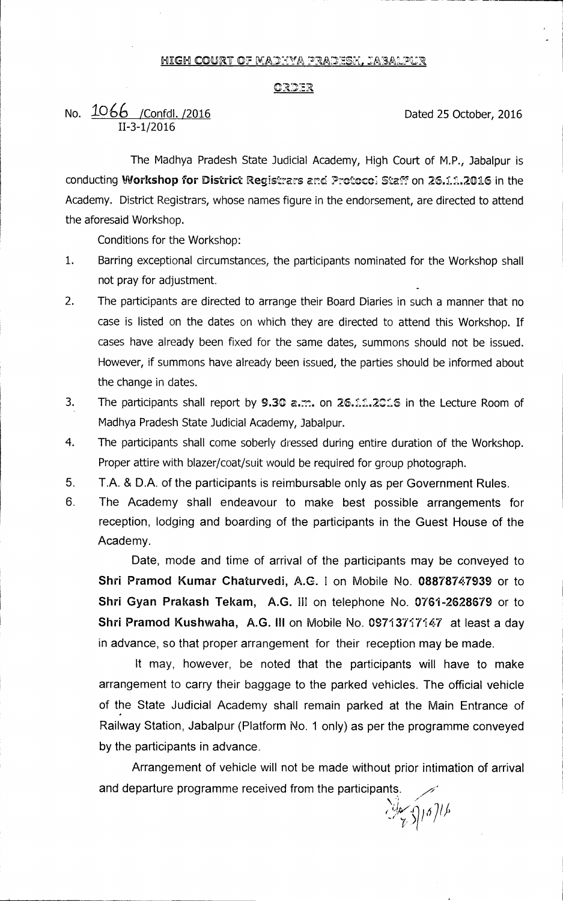# HIGH COURT OF MADHYA PRADESH, JABALPUR

## ORDER

No. 1066 /Confdl. /2016
II-3-1/2016

Dated 25 October, 2016

The Madhya Pradesh State Judicial Academy, High Court of M.P., Jabalpur is conducting **Workshop for District Registrars and Protocol Staff** on **26.11.2016** in the Academy. District Registrars, whose names figure in the endorsement, are directed to attend the aforesaid Workshop.

Conditions for the Workshop:

1. Barring exceptional circumstances, the participants nominated for the Workshop shall not pray for adjustment.
2. The participants are directed to arrange their Board Diaries in such a manner that no case is listed on the dates on which they are directed to attend this Workshop. If cases have already been fixed for the same dates, summons should not be issued. However, if summons have already been issued, the parties should be informed about the change in dates.
3. The participants shall report by **9.30 a.m.** on **26.11.2016** in the Lecture Room of Madhya Pradesh State Judicial Academy, Jabalpur.
4. The participants shall come soberly dressed during entire duration of the Workshop. Proper attire with blazer/coat/suit would be required for group photograph.
5. T.A. & D.A. of the participants is reimbursable only as per Government Rules.
6. The Academy shall endeavour to make best possible arrangements for reception, lodging and boarding of the participants in the Guest House of the Academy.

   Date, mode and time of arrival of the participants may be conveyed to **Shri Pramod Kumar Chaturvedi, A.G. I** on Mobile No. **08878747939** or to **Shri Gyan Prakash Tekam, A.G. III** on telephone No. **0761-2628679** or to **Shri Pramod Kushwaha, A.G. III** on Mobile No. **09713717147** at least a day in advance, so that proper arrangement for their reception may be made.

   It may, however, be noted that the participants will have to make arrangement to carry their baggage to the parked vehicles. The official vehicle of the State Judicial Academy shall remain parked at the Main Entrance of Railway Station, Jabalpur (Platform No. 1 only) as per the programme conveyed by the participants in advance.

   Arrangement of vehicle will not be made without prior intimation of arrival and departure programme received from the participants.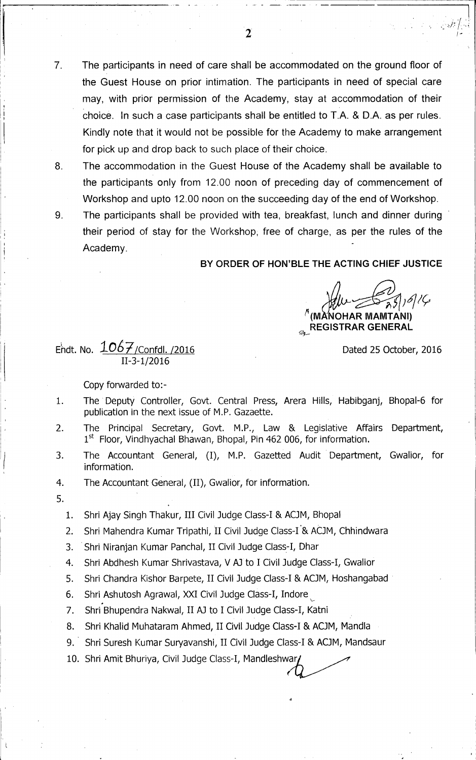7. The participants in need of care shall be accommodated on the ground floor of the Guest House on prior intimation. The participants in need of special care may, with prior permission of the Academy, stay at accommodation of their choice. In such a case participants shall be entitled to T.A. & D.A. as per rules. Kindly note that it would not be possible for the Academy to make arrangement for pick up and drop back to such place of their choice.
8. The accommodation in the Guest House of the Academy shall be available to the participants only from 12.00 noon of preceding day of commencement of Workshop and upto 12.00 noon on the succeeding day of the end of Workshop.
9. The participants shall be provided with tea, breakfast, lunch and dinner during their period of stay for the Workshop, free of charge, as per the rules of the Academy.

**BY ORDER OF HON'BLE THE ACTING CHIEF JUSTICE**

25/10/16

**(MANOHAR MAMTANI)**
**REGISTRAR GENERAL**

Endt. No. 1067/Confdl. /2016
II-3-1/2016

Dated 25 October, 2016

Copy forwarded to:-

1. The Deputy Controller, Govt. Central Press, Arera Hills, Habibganj, Bhopal-6 for publication in the next issue of M.P. Gazaette.
2. The Principal Secretary, Govt. M.P., Law & Legislative Affairs Department, 1st Floor, Vindhyachal Bhawan, Bhopal, Pin 462 006, for information.
3. The Accountant General, (I), M.P. Gazetted Audit Department, Gwalior, for information.
4. The Accountant General, (II), Gwalior, for information.
5.
   1. Shri Ajay Singh Thakur, III Civil Judge Class-I & ACJM, Bhopal
   2. Shri Mahendra Kumar Tripathi, II Civil Judge Class-I & ACJM, Chhindwara
   3. Shri Niranjan Kumar Panchal, II Civil Judge Class-I, Dhar
   4. Shri Abdhesh Kumar Shrivastava, V AJ to I Civil Judge Class-I, Gwalior
   5. Shri Chandra Kishor Barpete, II Civil Judge Class-I & ACJM, Hoshangabad
   6. Shri Ashutosh Agrawal, XXI Civil Judge Class-I, Indore
   7. Shri Bhupendra Nakwal, II AJ to I Civil Judge Class-I, Katni
   8. Shri Khalid Muhataram Ahmed, II Civil Judge Class-I & ACJM, Mandla
   9. Shri Suresh Kumar Suryavanshi, II Civil Judge Class-I & ACJM, Mandsaur
   10. Shri Amit Bhuriya, Civil Judge Class-I, Mandleshwar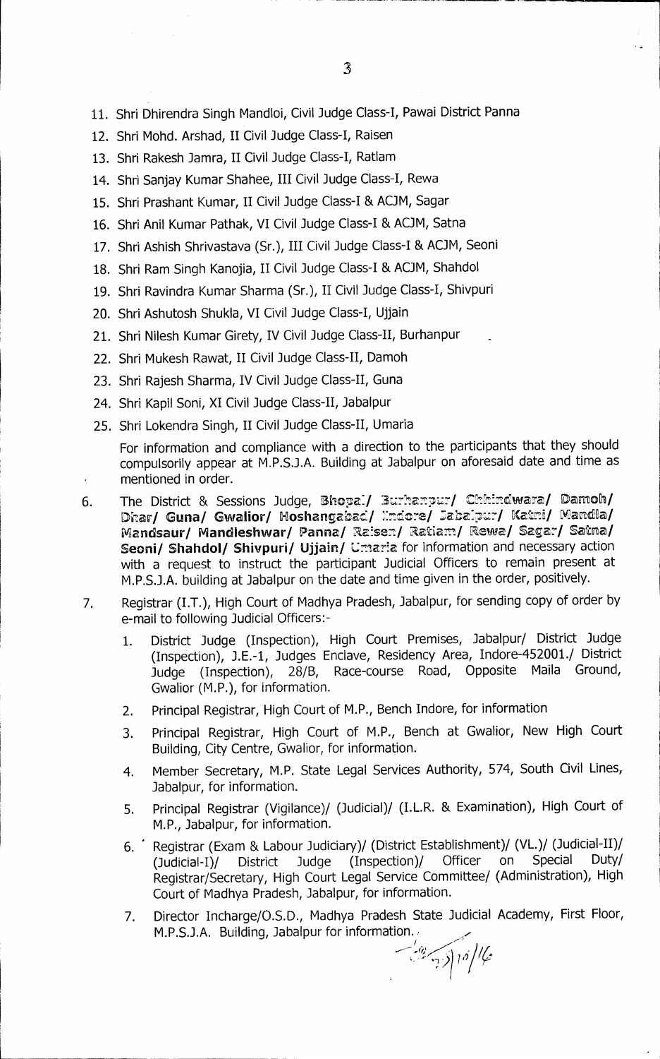11. Shri Dhirendra Singh Mandloi, Civil Judge Class-I, Pawai District Panna
12. Shri Mohd. Arshad, II Civil Judge Class-I, Raisen
13. Shri Rakesh Jamra, II Civil Judge Class-I, Ratlam
14. Shri Sanjay Kumar Shahee, III Civil Judge Class-I, Rewa
15. Shri Prashant Kumar, II Civil Judge Class-I & ACJM, Sagar
16. Shri Anil Kumar Pathak, VI Civil Judge Class-I & ACJM, Satna
17. Shri Ashish Shrivastava (Sr.), III Civil Judge Class-I & ACJM, Seoni
18. Shri Ram Singh Kanojia, II Civil Judge Class-I & ACJM, Shahdol
19. Shri Ravindra Kumar Sharma (Sr.), II Civil Judge Class-I, Shivpuri
20. Shri Ashutosh Shukla, VI Civil Judge Class-I, Ujjain
21. Shri Nilesh Kumar Girety, IV Civil Judge Class-II, Burhanpur
22. Shri Mukesh Rawat, II Civil Judge Class-II, Damoh
23. Shri Rajesh Sharma, IV Civil Judge Class-II, Guna
24. Shri Kapil Soni, XI Civil Judge Class-II, Jabalpur
25. Shri Lokendra Singh, II Civil Judge Class-II, Umaria

For information and compliance with a direction to the participants that they should compulsorily appear at M.P.S.J.A. Building at Jabalpur on aforesaid date and time as mentioned in order.

6. The District & Sessions Judge, **Bhopal/ Burhanpur/ Chhindwara/ Damoh/ Dhar/ Guna/ Gwalior/ Hoshangabad/ Indore/ Jabalpur/ Katni/ Mandla/ Mandsaur/ Mandleshwar/ Panna/ Raisen/ Ratlam/ Rewa/ Sagar/ Satna/ Seoni/ Shahdol/ Shivpuri/ Ujjain/ Umaria** for information and necessary action with a request to instruct the participant Judicial Officers to remain present at M.P.S.J.A. building at Jabalpur on the date and time given in the order, positively.

7. Registrar (I.T.), High Court of Madhya Pradesh, Jabalpur, for sending copy of order by e-mail to following Judicial Officers:-
   1. District Judge (Inspection), High Court Premises, Jabalpur/ District Judge (Inspection), J.E.-1, Judges Enclave, Residency Area, Indore-452001./ District Judge (Inspection), 28/B, Race-course Road, Opposite Maila Ground, Gwalior (M.P.), for information.
   2. Principal Registrar, High Court of M.P., Bench Indore, for information
   3. Principal Registrar, High Court of M.P., Bench at Gwalior, New High Court Building, City Centre, Gwalior, for information.
   4. Member Secretary, M.P. State Legal Services Authority, 574, South Civil Lines, Jabalpur, for information.
   5. Principal Registrar (Vigilance)/ (Judicial)/ (I.L.R. & Examination), High Court of M.P., Jabalpur, for information.
   6. Registrar (Exam & Labour Judiciary)/ (District Establishment)/ (VL.)/ (Judicial-II)/ (Judicial-I)/ District Judge (Inspection)/ Officer on Special Duty/ Registrar/Secretary, High Court Legal Service Committee/ (Administration), High Court of Madhya Pradesh, Jabalpur, for information.
   7. Director Incharge/O.S.D., Madhya Pradesh State Judicial Academy, First Floor, M.P.S.J.A. Building, Jabalpur for information.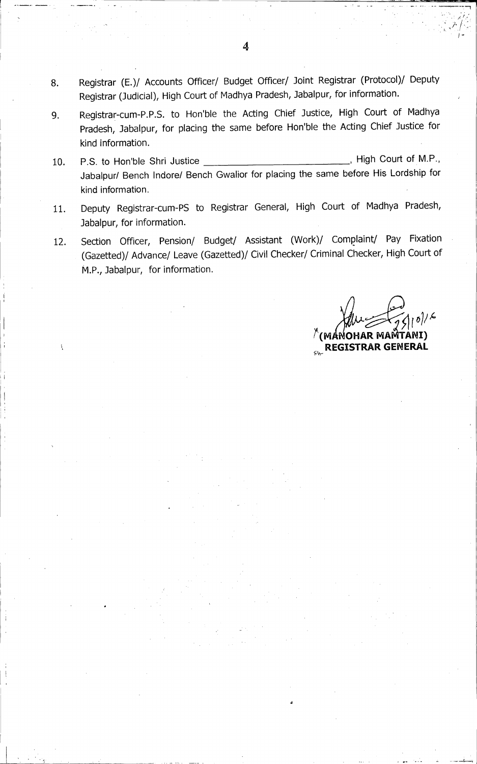8. Registrar (E.)/ Accounts Officer/ Budget Officer/ Joint Registrar (Protocol)/ Deputy Registrar (Judicial), High Court of Madhya Pradesh, Jabalpur, for information.

9. Registrar-cum-P.P.S. to Hon'ble the Acting Chief Justice, High Court of Madhya Pradesh, Jabalpur, for placing the same before Hon'ble the Acting Chief Justice for kind information.

10. P.S. to Hon'ble Shri Justice ____________________________, High Court of M.P., Jabalpur/ Bench Indore/ Bench Gwalior for placing the same before His Lordship for kind information.

11. Deputy Registrar-cum-PS to Registrar General, High Court of Madhya Pradesh, Jabalpur, for information.

12. Section Officer, Pension/ Budget/ Assistant (Work)/ Complaint/ Pay Fixation (Gazetted)/ Advance/ Leave (Gazetted)/ Civil Checker/ Criminal Checker, High Court of M.P., Jabalpur, for information.

25/10/16

**(MANOHAR MAMTANI)**
**REGISTRAR GENERAL**